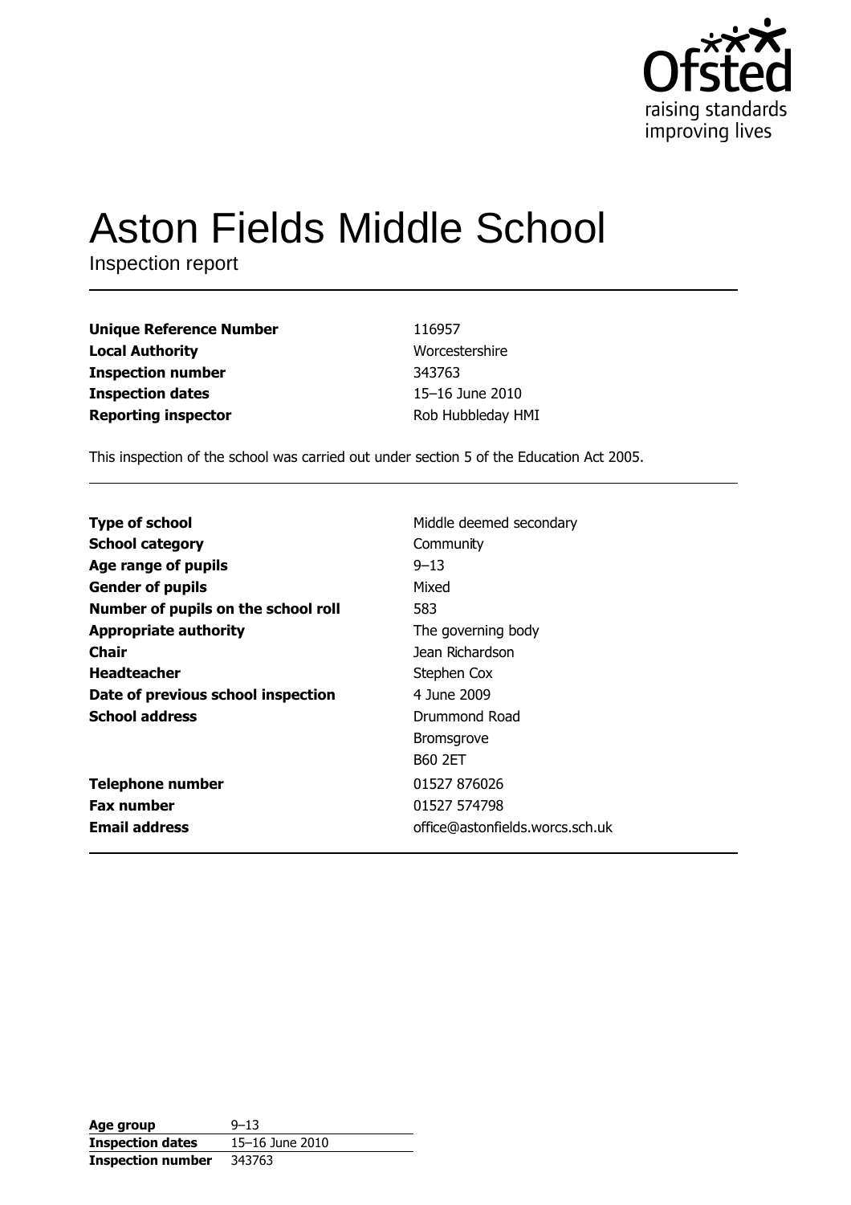Ofsted
raising standards
improving lives

# Aston Fields Middle School

Inspection report

| | |
|---|---|
| **Unique Reference Number** | 116957 |
| **Local Authority** | Worcestershire |
| **Inspection number** | 343763 |
| **Inspection dates** | 15–16 June 2010 |
| **Reporting inspector** | Rob Hubbleday HMI |

This inspection of the school was carried out under section 5 of the Education Act 2005.

| | |
|---|---|
| **Type of school** | Middle deemed secondary |
| **School category** | Community |
| **Age range of pupils** | 9–13 |
| **Gender of pupils** | Mixed |
| **Number of pupils on the school roll** | 583 |
| **Appropriate authority** | The governing body |
| **Chair** | Jean Richardson |
| **Headteacher** | Stephen Cox |
| **Date of previous school inspection** | 4 June 2009 |
| **School address** | Drummond Road<br>Bromsgrove<br>B60 2ET |
| **Telephone number** | 01527 876026 |
| **Fax number** | 01527 574798 |
| **Email address** | office@astonfields.worcs.sch.uk |

| | |
|---|---|
| **Age group** | 9–13 |
| **Inspection dates** | 15–16 June 2010 |
| **Inspection number** | 343763 |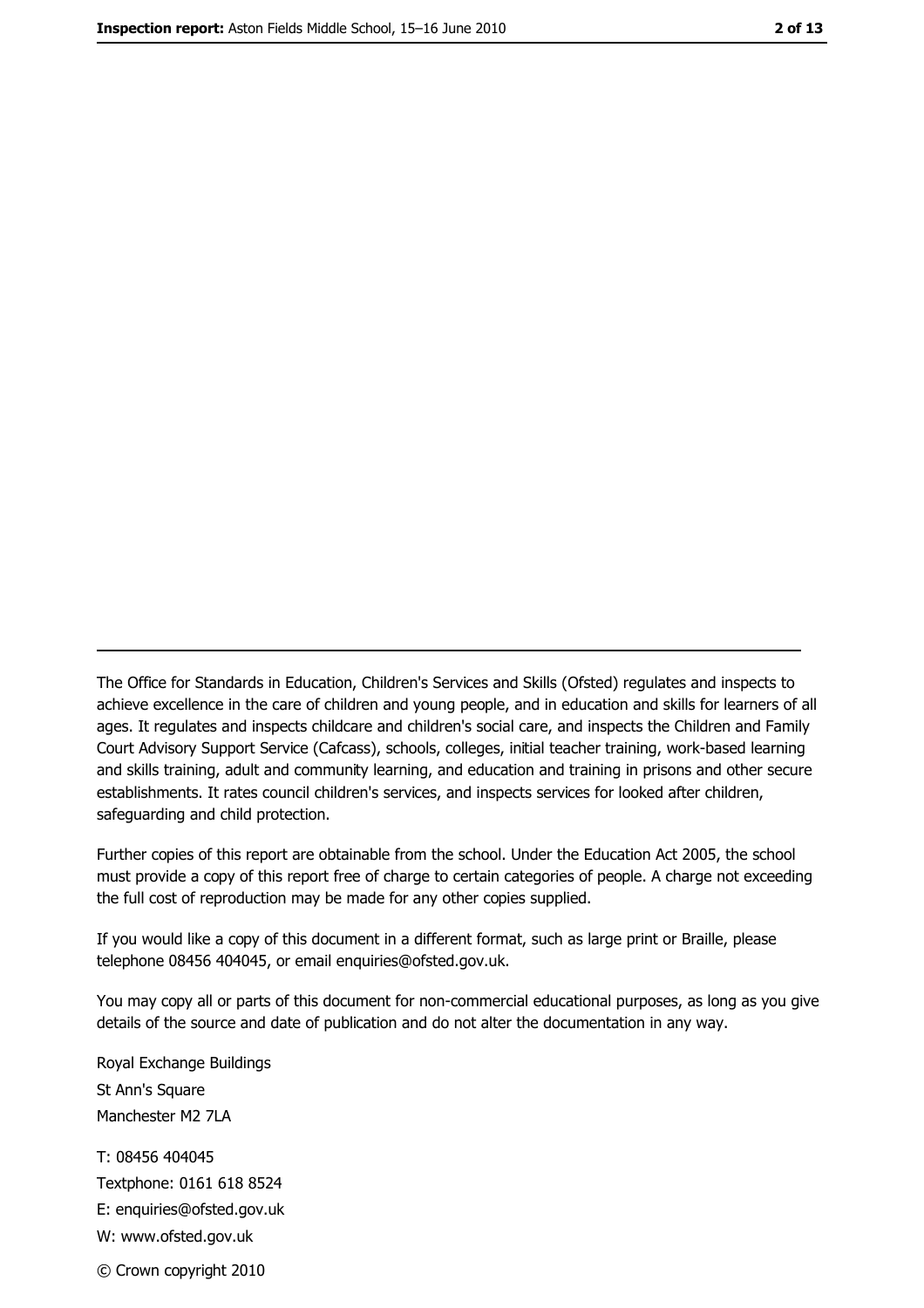---

The Office for Standards in Education, Children's Services and Skills (Ofsted) regulates and inspects to achieve excellence in the care of children and young people, and in education and skills for learners of all ages. It regulates and inspects childcare and children's social care, and inspects the Children and Family Court Advisory Support Service (Cafcass), schools, colleges, initial teacher training, work-based learning and skills training, adult and community learning, and education and training in prisons and other secure establishments. It rates council children's services, and inspects services for looked after children, safeguarding and child protection.

Further copies of this report are obtainable from the school. Under the Education Act 2005, the school must provide a copy of this report free of charge to certain categories of people. A charge not exceeding the full cost of reproduction may be made for any other copies supplied.

If you would like a copy of this document in a different format, such as large print or Braille, please telephone 08456 404045, or email enquiries@ofsted.gov.uk.

You may copy all or parts of this document for non-commercial educational purposes, as long as you give details of the source and date of publication and do not alter the documentation in any way.

Royal Exchange Buildings
St Ann's Square
Manchester M2 7LA

T: 08456 404045
Textphone: 0161 618 8524
E: enquiries@ofsted.gov.uk
W: www.ofsted.gov.uk

© Crown copyright 2010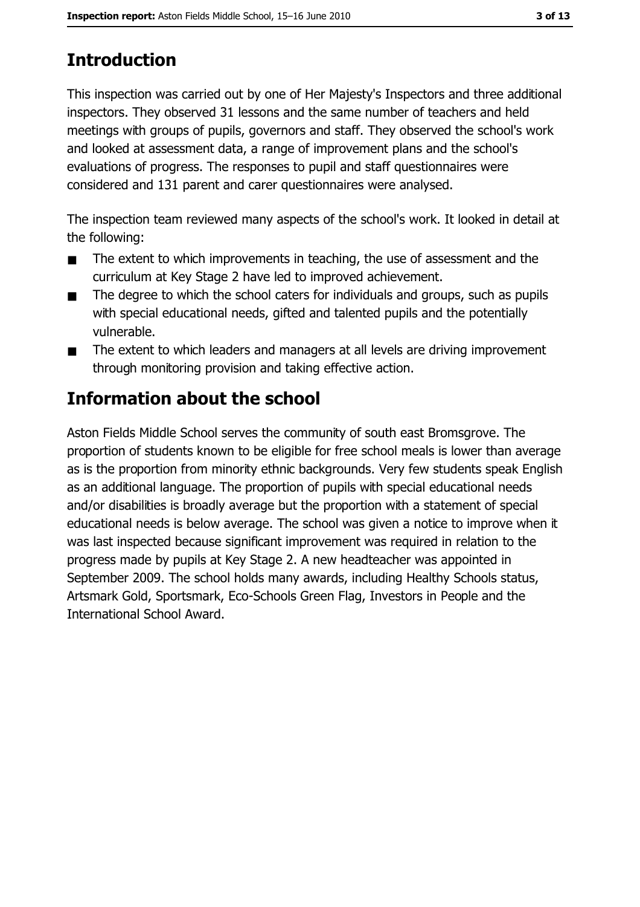# Introduction

This inspection was carried out by one of Her Majesty's Inspectors and three additional inspectors. They observed 31 lessons and the same number of teachers and held meetings with groups of pupils, governors and staff. They observed the school's work and looked at assessment data, a range of improvement plans and the school's evaluations of progress. The responses to pupil and staff questionnaires were considered and 131 parent and carer questionnaires were analysed.

The inspection team reviewed many aspects of the school's work. It looked in detail at the following:

- The extent to which improvements in teaching, the use of assessment and the curriculum at Key Stage 2 have led to improved achievement.
- The degree to which the school caters for individuals and groups, such as pupils with special educational needs, gifted and talented pupils and the potentially vulnerable.
- The extent to which leaders and managers at all levels are driving improvement through monitoring provision and taking effective action.

# Information about the school

Aston Fields Middle School serves the community of south east Bromsgrove. The proportion of students known to be eligible for free school meals is lower than average as is the proportion from minority ethnic backgrounds. Very few students speak English as an additional language. The proportion of pupils with special educational needs and/or disabilities is broadly average but the proportion with a statement of special educational needs is below average. The school was given a notice to improve when it was last inspected because significant improvement was required in relation to the progress made by pupils at Key Stage 2. A new headteacher was appointed in September 2009. The school holds many awards, including Healthy Schools status, Artsmark Gold, Sportsmark, Eco-Schools Green Flag, Investors in People and the International School Award.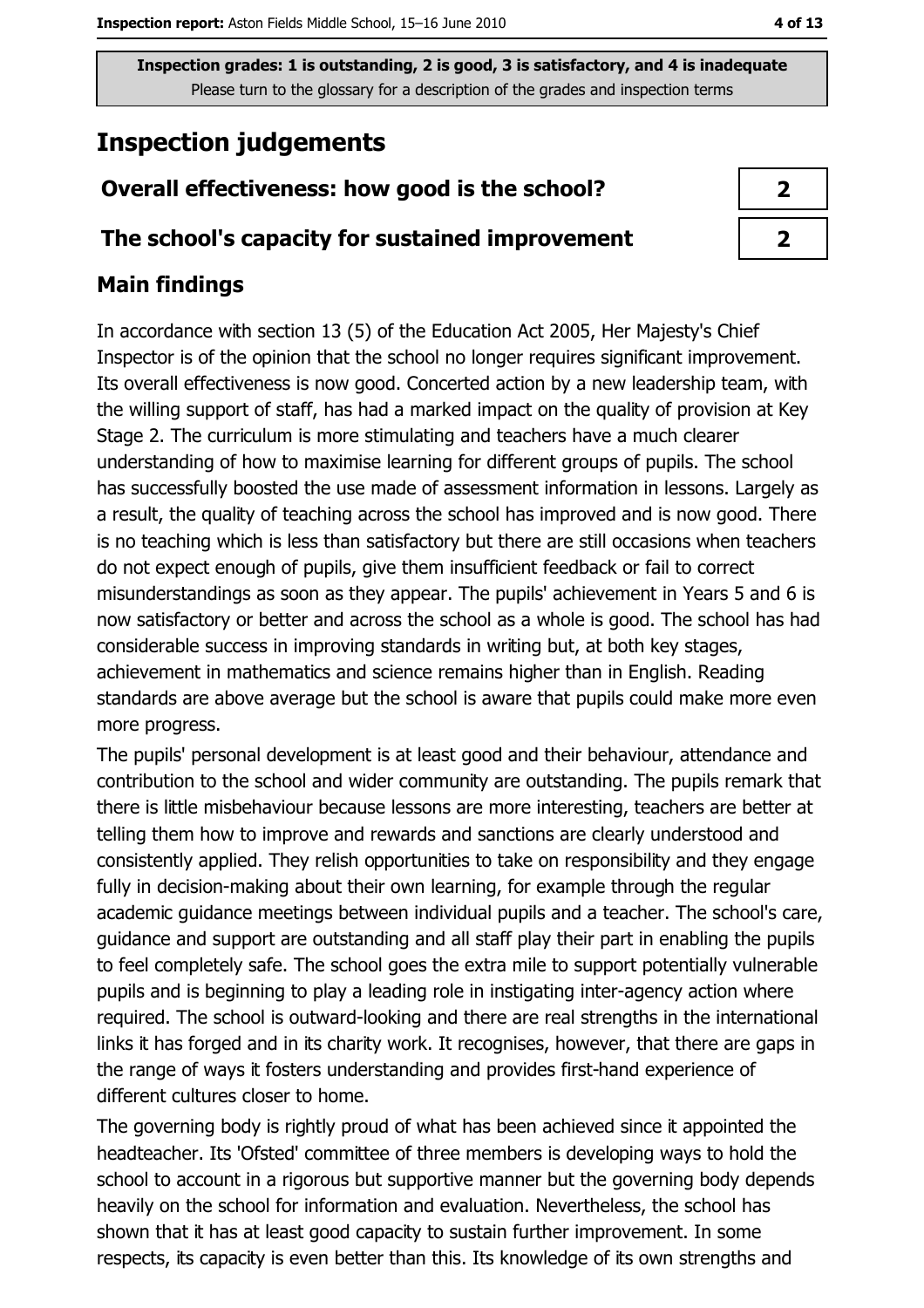**Inspection grades: 1 is outstanding, 2 is good, 3 is satisfactory, and 4 is inadequate**
Please turn to the glossary for a description of the grades and inspection terms

## Inspection judgements

| Overall effectiveness: how good is the school? | 2 |
| --- | --- |
| The school's capacity for sustained improvement | 2 |

### Main findings

In accordance with section 13 (5) of the Education Act 2005, Her Majesty's Chief Inspector is of the opinion that the school no longer requires significant improvement. Its overall effectiveness is now good. Concerted action by a new leadership team, with the willing support of staff, has had a marked impact on the quality of provision at Key Stage 2. The curriculum is more stimulating and teachers have a much clearer understanding of how to maximise learning for different groups of pupils. The school has successfully boosted the use made of assessment information in lessons. Largely as a result, the quality of teaching across the school has improved and is now good. There is no teaching which is less than satisfactory but there are still occasions when teachers do not expect enough of pupils, give them insufficient feedback or fail to correct misunderstandings as soon as they appear. The pupils' achievement in Years 5 and 6 is now satisfactory or better and across the school as a whole is good. The school has had considerable success in improving standards in writing but, at both key stages, achievement in mathematics and science remains higher than in English. Reading standards are above average but the school is aware that pupils could make more even more progress.

The pupils' personal development is at least good and their behaviour, attendance and contribution to the school and wider community are outstanding. The pupils remark that there is little misbehaviour because lessons are more interesting, teachers are better at telling them how to improve and rewards and sanctions are clearly understood and consistently applied. They relish opportunities to take on responsibility and they engage fully in decision-making about their own learning, for example through the regular academic guidance meetings between individual pupils and a teacher. The school's care, guidance and support are outstanding and all staff play their part in enabling the pupils to feel completely safe. The school goes the extra mile to support potentially vulnerable pupils and is beginning to play a leading role in instigating inter-agency action where required. The school is outward-looking and there are real strengths in the international links it has forged and in its charity work. It recognises, however, that there are gaps in the range of ways it fosters understanding and provides first-hand experience of different cultures closer to home.

The governing body is rightly proud of what has been achieved since it appointed the headteacher. Its 'Ofsted' committee of three members is developing ways to hold the school to account in a rigorous but supportive manner but the governing body depends heavily on the school for information and evaluation. Nevertheless, the school has shown that it has at least good capacity to sustain further improvement. In some respects, its capacity is even better than this. Its knowledge of its own strengths and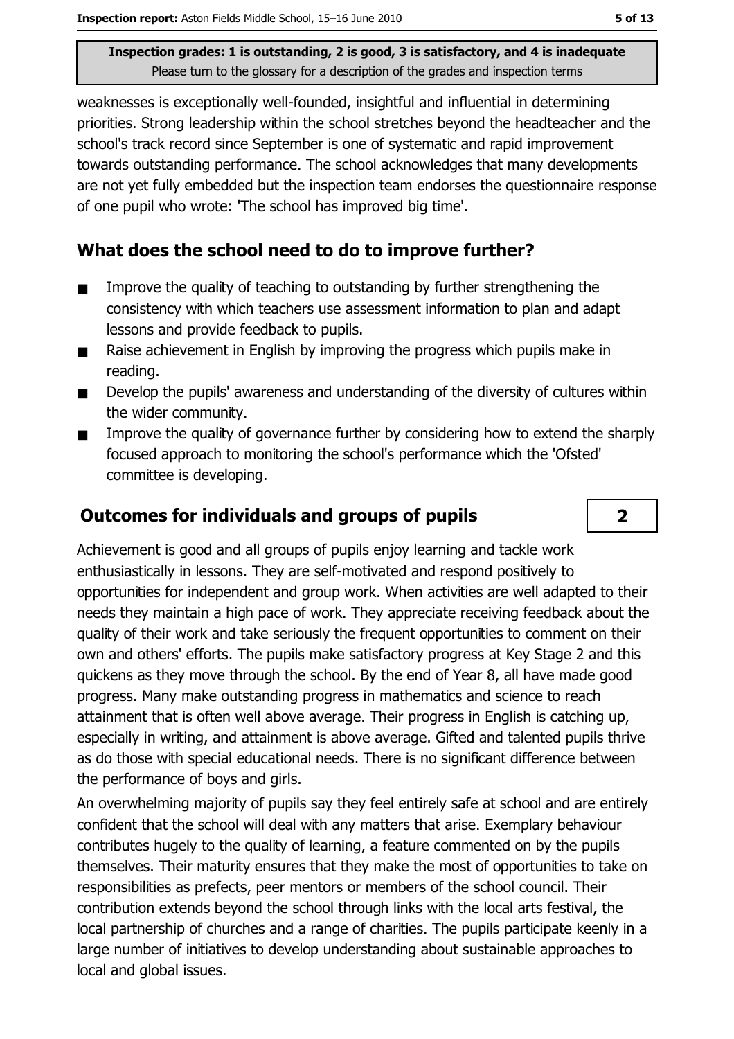weaknesses is exceptionally well-founded, insightful and influential in determining priorities. Strong leadership within the school stretches beyond the headteacher and the school's track record since September is one of systematic and rapid improvement towards outstanding performance. The school acknowledges that many developments are not yet fully embedded but the inspection team endorses the questionnaire response of one pupil who wrote: 'The school has improved big time'.

## What does the school need to do to improve further?

- Improve the quality of teaching to outstanding by further strengthening the consistency with which teachers use assessment information to plan and adapt lessons and provide feedback to pupils.
- Raise achievement in English by improving the progress which pupils make in reading.
- Develop the pupils' awareness and understanding of the diversity of cultures within the wider community.
- Improve the quality of governance further by considering how to extend the sharply focused approach to monitoring the school's performance which the 'Ofsted' committee is developing.

## Outcomes for individuals and groups of pupils

**2**

Achievement is good and all groups of pupils enjoy learning and tackle work enthusiastically in lessons. They are self-motivated and respond positively to opportunities for independent and group work. When activities are well adapted to their needs they maintain a high pace of work. They appreciate receiving feedback about the quality of their work and take seriously the frequent opportunities to comment on their own and others' efforts. The pupils make satisfactory progress at Key Stage 2 and this quickens as they move through the school. By the end of Year 8, all have made good progress. Many make outstanding progress in mathematics and science to reach attainment that is often well above average. Their progress in English is catching up, especially in writing, and attainment is above average. Gifted and talented pupils thrive as do those with special educational needs. There is no significant difference between the performance of boys and girls.

An overwhelming majority of pupils say they feel entirely safe at school and are entirely confident that the school will deal with any matters that arise. Exemplary behaviour contributes hugely to the quality of learning, a feature commented on by the pupils themselves. Their maturity ensures that they make the most of opportunities to take on responsibilities as prefects, peer mentors or members of the school council. Their contribution extends beyond the school through links with the local arts festival, the local partnership of churches and a range of charities. The pupils participate keenly in a large number of initiatives to develop understanding about sustainable approaches to local and global issues.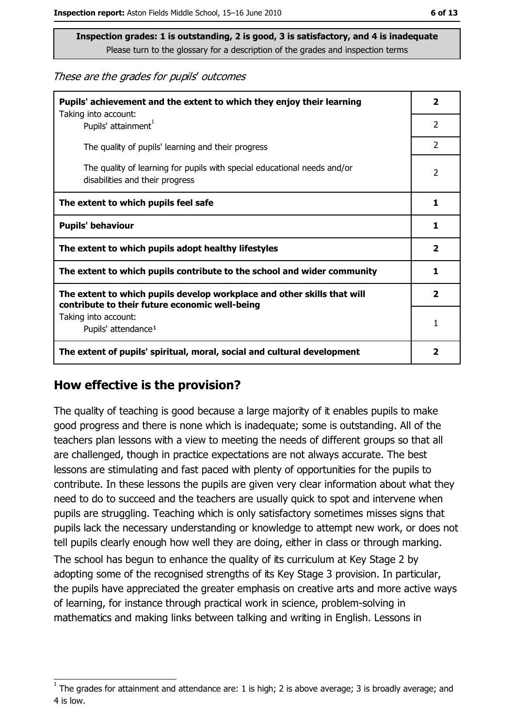**Inspection grades: 1 is outstanding, 2 is good, 3 is satisfactory, and 4 is inadequate**
Please turn to the glossary for a description of the grades and inspection terms

*These are the grades for pupils' outcomes*

| | |
|---|---|
| **Pupils' achievement and the extent to which they enjoy their learning** | **2** |
| Taking into account: Pupils' attainment[1] | 2 |
| The quality of pupils' learning and their progress | 2 |
| The quality of learning for pupils with special educational needs and/or disabilities and their progress | 2 |
| **The extent to which pupils feel safe** | **1** |
| **Pupils' behaviour** | **1** |
| **The extent to which pupils adopt healthy lifestyles** | **2** |
| **The extent to which pupils contribute to the school and wider community** | **1** |
| **The extent to which pupils develop workplace and other skills that will contribute to their future economic well-being** | **2** |
| Taking into account: Pupils' attendance[1] | 1 |
| **The extent of pupils' spiritual, moral, social and cultural development** | **2** |

## How effective is the provision?

The quality of teaching is good because a large majority of it enables pupils to make good progress and there is none which is inadequate; some is outstanding. All of the teachers plan lessons with a view to meeting the needs of different groups so that all are challenged, though in practice expectations are not always accurate. The best lessons are stimulating and fast paced with plenty of opportunities for the pupils to contribute. In these lessons the pupils are given very clear information about what they need to do to succeed and the teachers are usually quick to spot and intervene when pupils are struggling. Teaching which is only satisfactory sometimes misses signs that pupils lack the necessary understanding or knowledge to attempt new work, or does not tell pupils clearly enough how well they are doing, either in class or through marking.

The school has begun to enhance the quality of its curriculum at Key Stage 2 by adopting some of the recognised strengths of its Key Stage 3 provision. In particular, the pupils have appreciated the greater emphasis on creative arts and more active ways of learning, for instance through practical work in science, problem-solving in mathematics and making links between talking and writing in English. Lessons in

[1] The grades for attainment and attendance are: 1 is high; 2 is above average; 3 is broadly average; and 4 is low.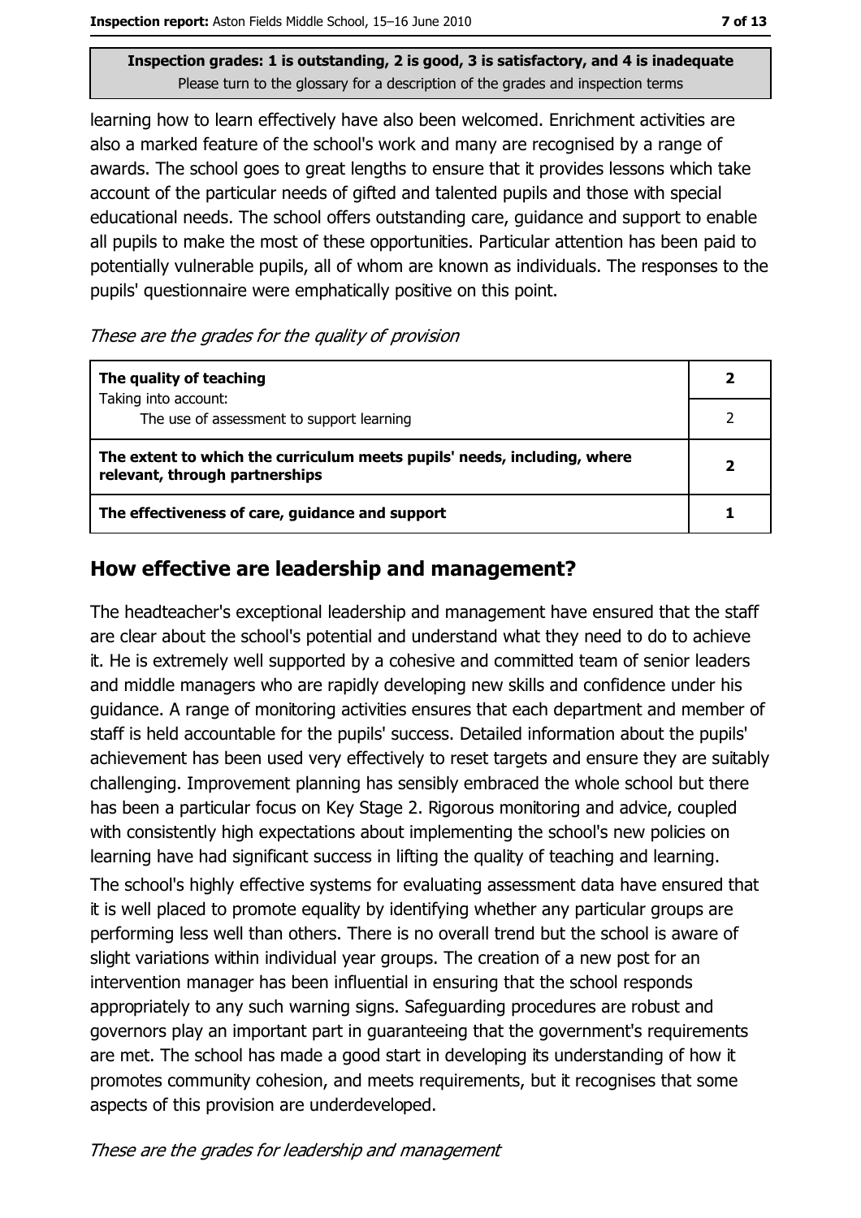**Inspection grades: 1 is outstanding, 2 is good, 3 is satisfactory, and 4 is inadequate**
Please turn to the glossary for a description of the grades and inspection terms

learning how to learn effectively have also been welcomed. Enrichment activities are also a marked feature of the school's work and many are recognised by a range of awards. The school goes to great lengths to ensure that it provides lessons which take account of the particular needs of gifted and talented pupils and those with special educational needs. The school offers outstanding care, guidance and support to enable all pupils to make the most of these opportunities. Particular attention has been paid to potentially vulnerable pupils, all of whom are known as individuals. The responses to the pupils' questionnaire were emphatically positive on this point.

*These are the grades for the quality of provision*

| | |
|---|---|
| **The quality of teaching** Taking into account: | **2** |
| The use of assessment to support learning | 2 |
| **The extent to which the curriculum meets pupils' needs, including, where relevant, through partnerships** | **2** |
| **The effectiveness of care, guidance and support** | **1** |

## How effective are leadership and management?

The headteacher's exceptional leadership and management have ensured that the staff are clear about the school's potential and understand what they need to do to achieve it. He is extremely well supported by a cohesive and committed team of senior leaders and middle managers who are rapidly developing new skills and confidence under his guidance. A range of monitoring activities ensures that each department and member of staff is held accountable for the pupils' success. Detailed information about the pupils' achievement has been used very effectively to reset targets and ensure they are suitably challenging. Improvement planning has sensibly embraced the whole school but there has been a particular focus on Key Stage 2. Rigorous monitoring and advice, coupled with consistently high expectations about implementing the school's new policies on learning have had significant success in lifting the quality of teaching and learning.

The school's highly effective systems for evaluating assessment data have ensured that it is well placed to promote equality by identifying whether any particular groups are performing less well than others. There is no overall trend but the school is aware of slight variations within individual year groups. The creation of a new post for an intervention manager has been influential in ensuring that the school responds appropriately to any such warning signs. Safeguarding procedures are robust and governors play an important part in guaranteeing that the government's requirements are met. The school has made a good start in developing its understanding of how it promotes community cohesion, and meets requirements, but it recognises that some aspects of this provision are underdeveloped.

*These are the grades for leadership and management*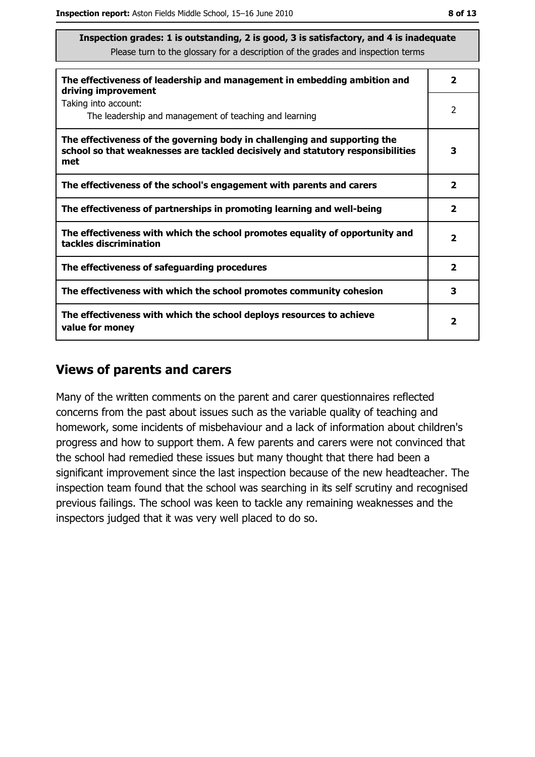**Inspection grades: 1 is outstanding, 2 is good, 3 is satisfactory, and 4 is inadequate**
Please turn to the glossary for a description of the grades and inspection terms

| | |
|---|---|
| **The effectiveness of leadership and management in embedding ambition and driving improvement** | **2** |
| Taking into account: The leadership and management of teaching and learning | 2 |
| **The effectiveness of the governing body in challenging and supporting the school so that weaknesses are tackled decisively and statutory responsibilities met** | **3** |
| **The effectiveness of the school's engagement with parents and carers** | **2** |
| **The effectiveness of partnerships in promoting learning and well-being** | **2** |
| **The effectiveness with which the school promotes equality of opportunity and tackles discrimination** | **2** |
| **The effectiveness of safeguarding procedures** | **2** |
| **The effectiveness with which the school promotes community cohesion** | **3** |
| **The effectiveness with which the school deploys resources to achieve value for money** | **2** |

## Views of parents and carers

Many of the written comments on the parent and carer questionnaires reflected concerns from the past about issues such as the variable quality of teaching and homework, some incidents of misbehaviour and a lack of information about children's progress and how to support them. A few parents and carers were not convinced that the school had remedied these issues but many thought that there had been a significant improvement since the last inspection because of the new headteacher. The inspection team found that the school was searching in its self scrutiny and recognised previous failings. The school was keen to tackle any remaining weaknesses and the inspectors judged that it was very well placed to do so.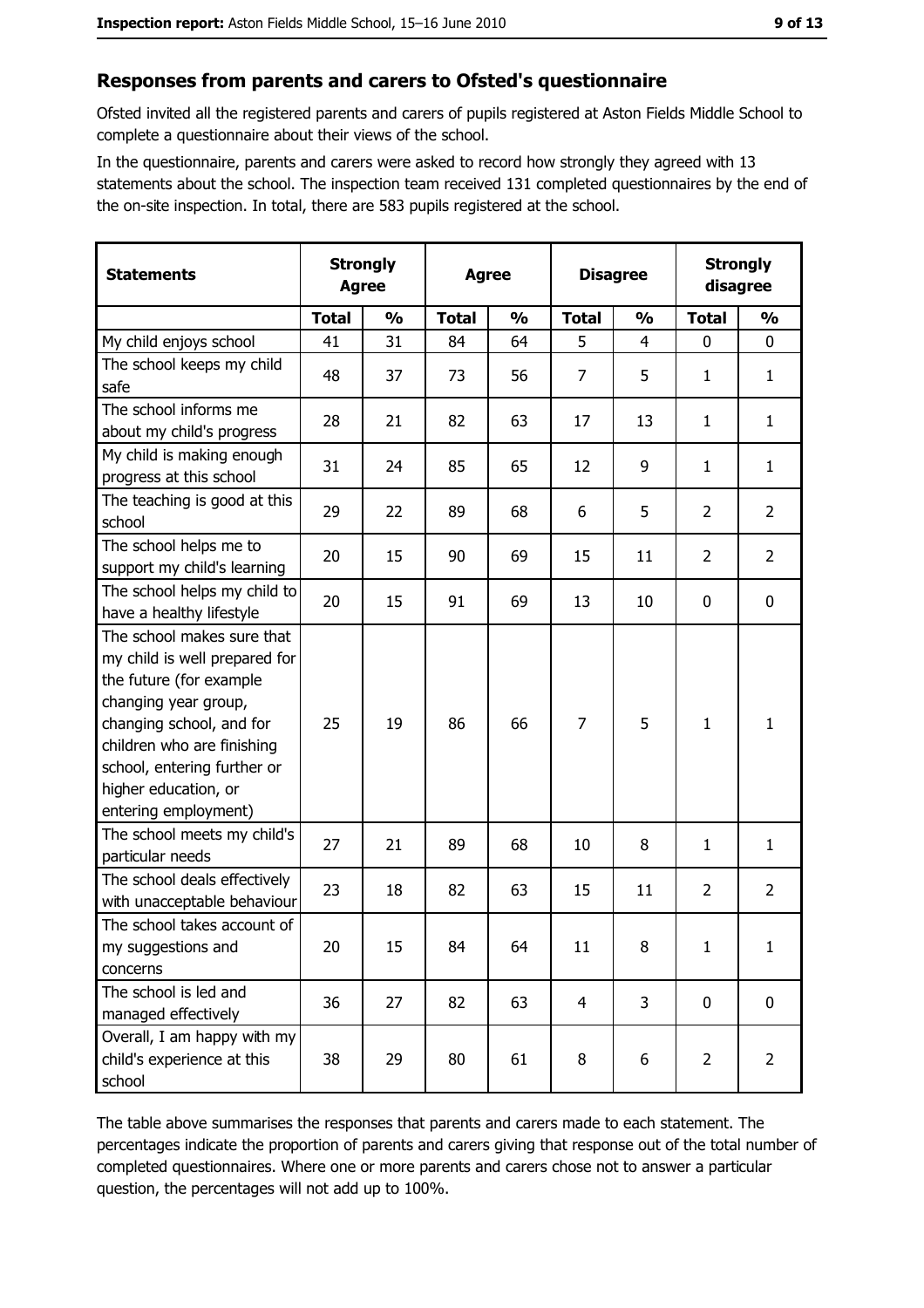## Responses from parents and carers to Ofsted's questionnaire

Ofsted invited all the registered parents and carers of pupils registered at Aston Fields Middle School to complete a questionnaire about their views of the school.

In the questionnaire, parents and carers were asked to record how strongly they agreed with 13 statements about the school. The inspection team received 131 completed questionnaires by the end of the on-site inspection. In total, there are 583 pupils registered at the school.

| Statements | Strongly Agree | | Agree | | Disagree | | Strongly disagree | |
|---|---|---|---|---|---|---|---|---|
| | Total | % | Total | % | Total | % | Total | % |
| My child enjoys school | 41 | 31 | 84 | 64 | 5 | 4 | 0 | 0 |
| The school keeps my child safe | 48 | 37 | 73 | 56 | 7 | 5 | 1 | 1 |
| The school informs me about my child's progress | 28 | 21 | 82 | 63 | 17 | 13 | 1 | 1 |
| My child is making enough progress at this school | 31 | 24 | 85 | 65 | 12 | 9 | 1 | 1 |
| The teaching is good at this school | 29 | 22 | 89 | 68 | 6 | 5 | 2 | 2 |
| The school helps me to support my child's learning | 20 | 15 | 90 | 69 | 15 | 11 | 2 | 2 |
| The school helps my child to have a healthy lifestyle | 20 | 15 | 91 | 69 | 13 | 10 | 0 | 0 |
| The school makes sure that my child is well prepared for the future (for example changing year group, changing school, and for children who are finishing school, entering further or higher education, or entering employment) | 25 | 19 | 86 | 66 | 7 | 5 | 1 | 1 |
| The school meets my child's particular needs | 27 | 21 | 89 | 68 | 10 | 8 | 1 | 1 |
| The school deals effectively with unacceptable behaviour | 23 | 18 | 82 | 63 | 15 | 11 | 2 | 2 |
| The school takes account of my suggestions and concerns | 20 | 15 | 84 | 64 | 11 | 8 | 1 | 1 |
| The school is led and managed effectively | 36 | 27 | 82 | 63 | 4 | 3 | 0 | 0 |
| Overall, I am happy with my child's experience at this school | 38 | 29 | 80 | 61 | 8 | 6 | 2 | 2 |

The table above summarises the responses that parents and carers made to each statement. The percentages indicate the proportion of parents and carers giving that response out of the total number of completed questionnaires. Where one or more parents and carers chose not to answer a particular question, the percentages will not add up to 100%.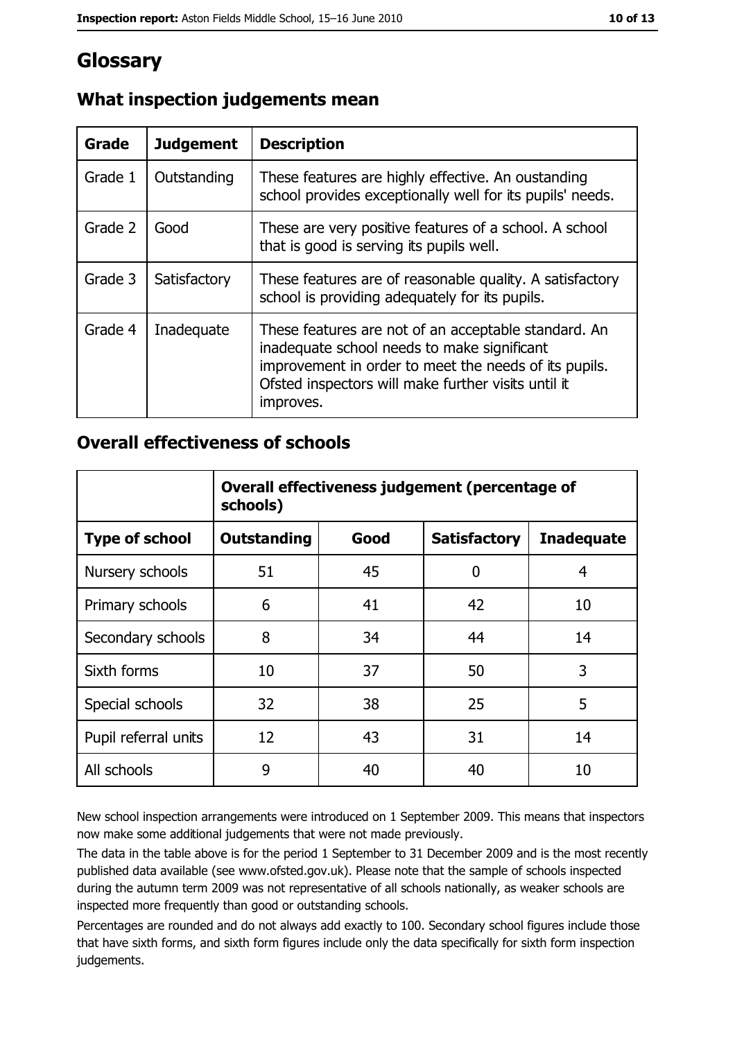# Glossary

## What inspection judgements mean

| Grade | Judgement | Description |
| --- | --- | --- |
| Grade 1 | Outstanding | These features are highly effective. An oustanding school provides exceptionally well for its pupils' needs. |
| Grade 2 | Good | These are very positive features of a school. A school that is good is serving its pupils well. |
| Grade 3 | Satisfactory | These features are of reasonable quality. A satisfactory school is providing adequately for its pupils. |
| Grade 4 | Inadequate | These features are not of an acceptable standard. An inadequate school needs to make significant improvement in order to meet the needs of its pupils. Ofsted inspectors will make further visits until it improves. |

## Overall effectiveness of schools

| | Overall effectiveness judgement (percentage of schools) | | | |
| --- | --- | --- | --- | --- |
| **Type of school** | **Outstanding** | **Good** | **Satisfactory** | **Inadequate** |
| Nursery schools | 51 | 45 | 0 | 4 |
| Primary schools | 6 | 41 | 42 | 10 |
| Secondary schools | 8 | 34 | 44 | 14 |
| Sixth forms | 10 | 37 | 50 | 3 |
| Special schools | 32 | 38 | 25 | 5 |
| Pupil referral units | 12 | 43 | 31 | 14 |
| All schools | 9 | 40 | 40 | 10 |

New school inspection arrangements were introduced on 1 September 2009. This means that inspectors now make some additional judgements that were not made previously.

The data in the table above is for the period 1 September to 31 December 2009 and is the most recently published data available (see www.ofsted.gov.uk). Please note that the sample of schools inspected during the autumn term 2009 was not representative of all schools nationally, as weaker schools are inspected more frequently than good or outstanding schools.

Percentages are rounded and do not always add exactly to 100. Secondary school figures include those that have sixth forms, and sixth form figures include only the data specifically for sixth form inspection judgements.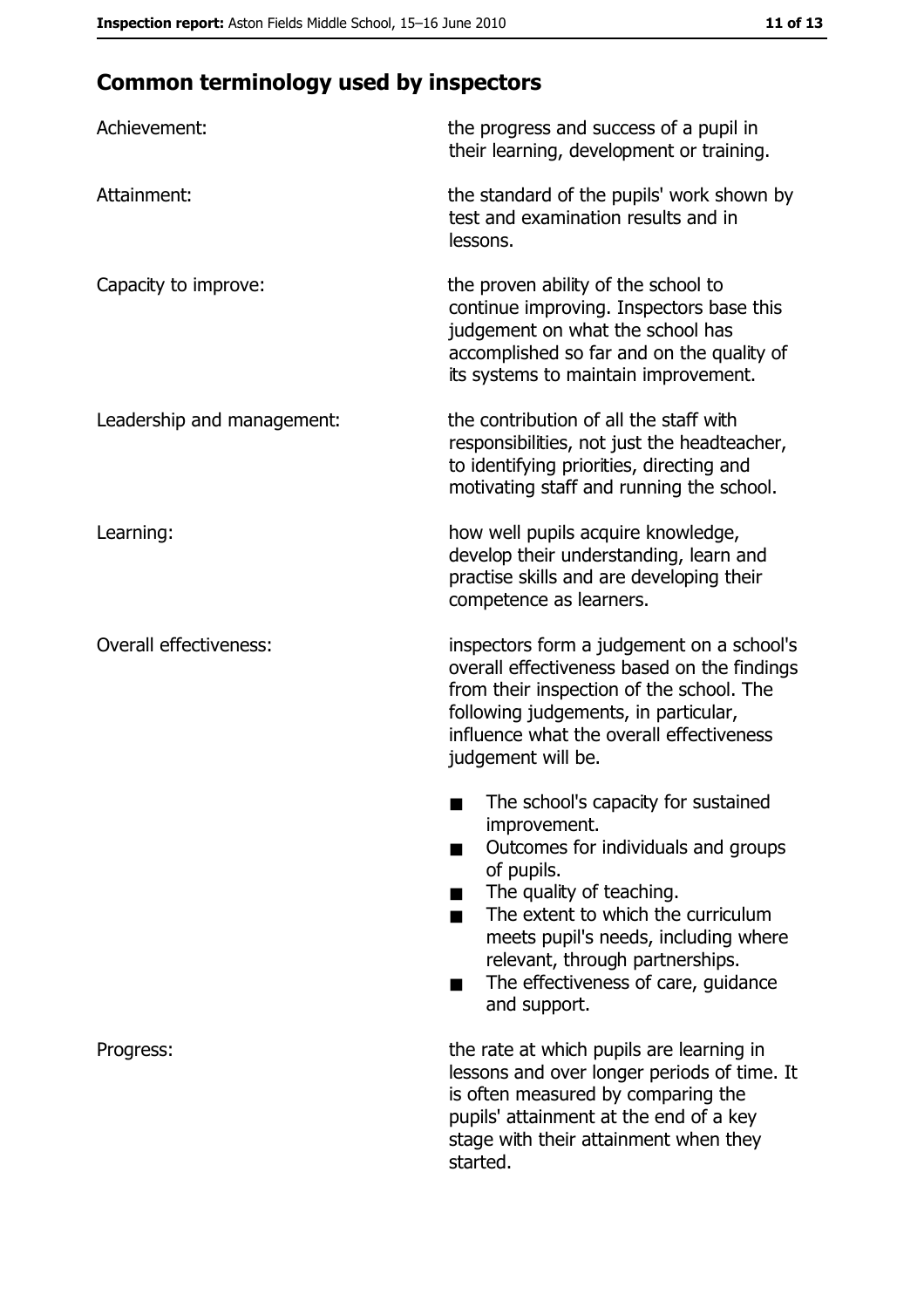## Common terminology used by inspectors

| | |
|---|---|
| Achievement: | the progress and success of a pupil in their learning, development or training. |
| Attainment: | the standard of the pupils' work shown by test and examination results and in lessons. |
| Capacity to improve: | the proven ability of the school to continue improving. Inspectors base this judgement on what the school has accomplished so far and on the quality of its systems to maintain improvement. |
| Leadership and management: | the contribution of all the staff with responsibilities, not just the headteacher, to identifying priorities, directing and motivating staff and running the school. |
| Learning: | how well pupils acquire knowledge, develop their understanding, learn and practise skills and are developing their competence as learners. |
| Overall effectiveness: | inspectors form a judgement on a school's overall effectiveness based on the findings from their inspection of the school. The following judgements, in particular, influence what the overall effectiveness judgement will be. <br>■ The school's capacity for sustained improvement.<br>■ Outcomes for individuals and groups of pupils.<br>■ The quality of teaching.<br>■ The extent to which the curriculum meets pupil's needs, including where relevant, through partnerships.<br>■ The effectiveness of care, guidance and support. |
| Progress: | the rate at which pupils are learning in lessons and over longer periods of time. It is often measured by comparing the pupils' attainment at the end of a key stage with their attainment when they started. |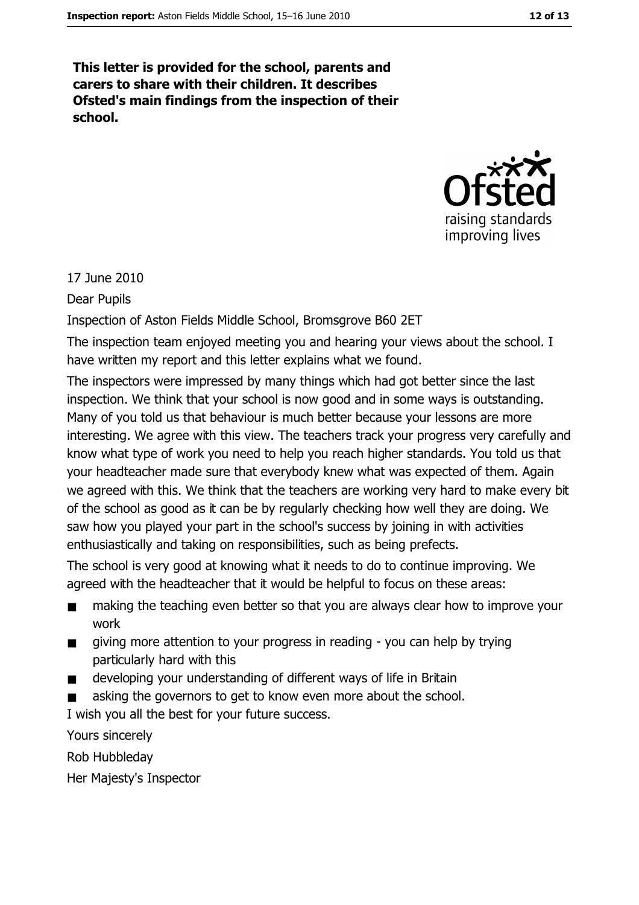**This letter is provided for the school, parents and carers to share with their children. It describes Ofsted's main findings from the inspection of their school.**

17 June 2010

Dear Pupils

Inspection of Aston Fields Middle School, Bromsgrove B60 2ET

The inspection team enjoyed meeting you and hearing your views about the school. I have written my report and this letter explains what we found.

The inspectors were impressed by many things which had got better since the last inspection. We think that your school is now good and in some ways is outstanding. Many of you told us that behaviour is much better because your lessons are more interesting. We agree with this view. The teachers track your progress very carefully and know what type of work you need to help you reach higher standards. You told us that your headteacher made sure that everybody knew what was expected of them. Again we agreed with this. We think that the teachers are working very hard to make every bit of the school as good as it can be by regularly checking how well they are doing. We saw how you played your part in the school's success by joining in with activities enthusiastically and taking on responsibilities, such as being prefects.

The school is very good at knowing what it needs to do to continue improving. We agreed with the headteacher that it would be helpful to focus on these areas:

- making the teaching even better so that you are always clear how to improve your work
- giving more attention to your progress in reading - you can help by trying particularly hard with this
- developing your understanding of different ways of life in Britain
- asking the governors to get to know even more about the school.

I wish you all the best for your future success.

Yours sincerely

Rob Hubbleday

Her Majesty's Inspector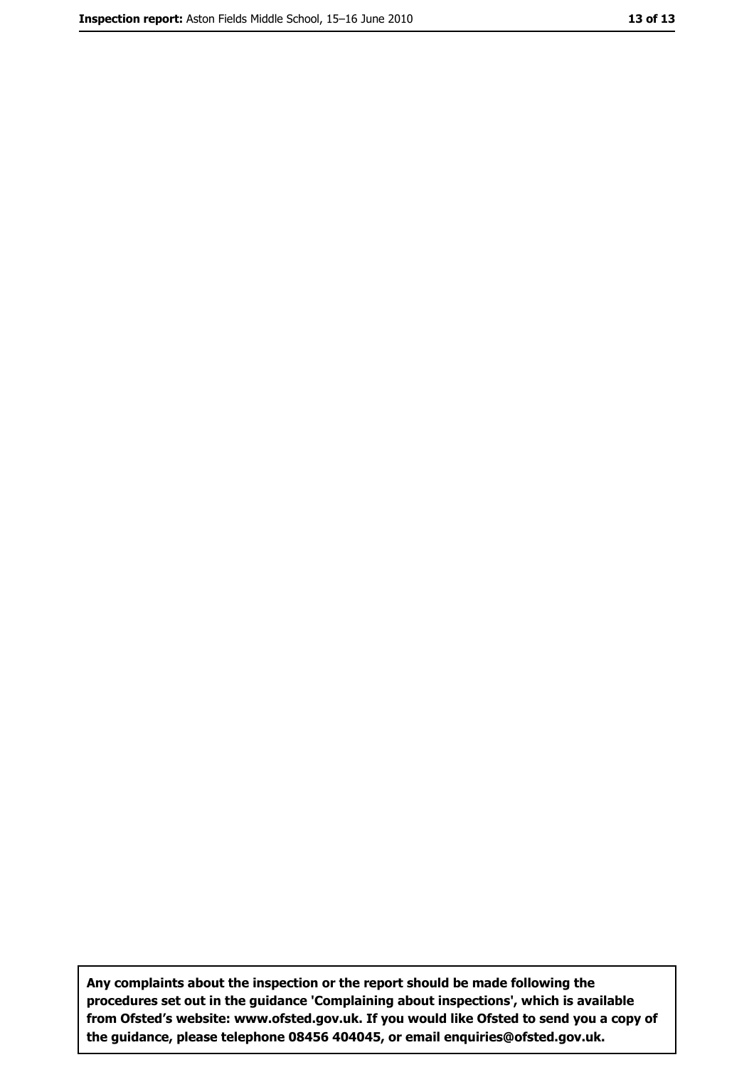**Any complaints about the inspection or the report should be made following the procedures set out in the guidance 'Complaining about inspections', which is available from Ofsted's website: www.ofsted.gov.uk. If you would like Ofsted to send you a copy of the guidance, please telephone 08456 404045, or email enquiries@ofsted.gov.uk.**